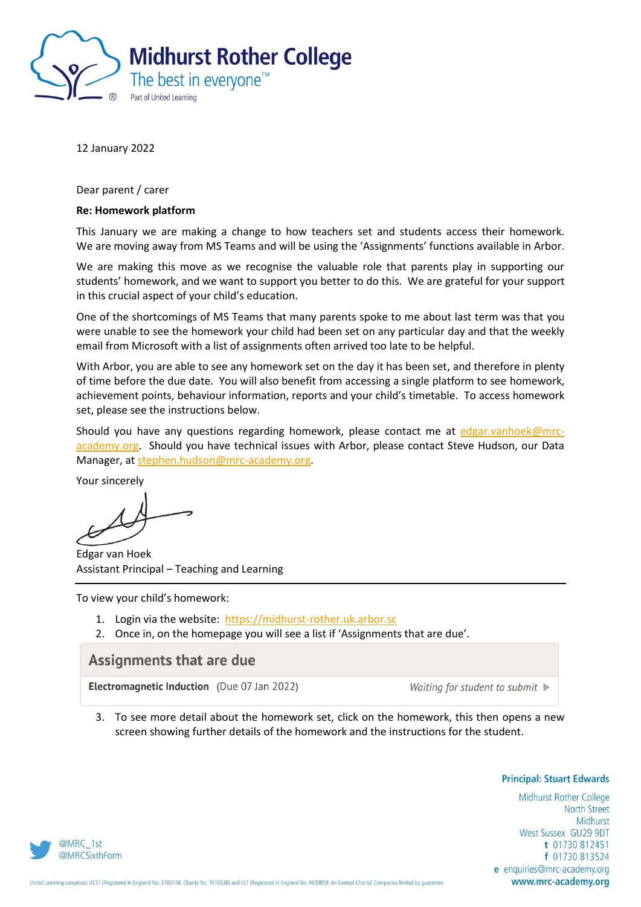**Midhurst Rother College**
The best in everyone™
Part of United Learning

12 January 2022

Dear parent / carer

**Re: Homework platform**

This January we are making a change to how teachers set and students access their homework. We are moving away from MS Teams and will be using the 'Assignments' functions available in Arbor.

We are making this move as we recognise the valuable role that parents play in supporting our students' homework, and we want to support you better to do this. We are grateful for your support in this crucial aspect of your child's education.

One of the shortcomings of MS Teams that many parents spoke to me about last term was that you were unable to see the homework your child had been set on any particular day and that the weekly email from Microsoft with a list of assignments often arrived too late to be helpful.

With Arbor, you are able to see any homework set on the day it has been set, and therefore in plenty of time before the due date. You will also benefit from accessing a single platform to see homework, achievement points, behaviour information, reports and your child's timetable. To access homework set, please see the instructions below.

Should you have any questions regarding homework, please contact me at edgar.vanhoek@mrc-academy.org. Should you have technical issues with Arbor, please contact Steve Hudson, our Data Manager, at stephen.hudson@mrc-academy.org.

Your sincerely

Edgar van Hoek
Assistant Principal – Teaching and Learning

---

To view your child's homework:

1. Login via the website: https://midhurst-rother.uk.arbor.sc
2. Once in, on the homepage you will see a list if 'Assignments that are due'.

| **Assignments that are due** | |
|---|---|
| **Electromagnetic Induction** (Due 07 Jan 2022) | *Waiting for student to submit* ▶ |

3. To see more detail about the homework set, click on the homework, this then opens a new screen showing further details of the homework and the instructions for the student.

**Principal: Stuart Edwards**

Midhurst Rother College
North Street
Midhurst
West Sussex GU29 9DT
**t** 01730 812451
**f** 01730 813524
**e** enquiries@mrc-academy.org
**www.mrc-academy.org**

@MRC_1st
@MRCSixthForm

United Learning comprises: UCST (Registered in England No: 2780748. Charity No. 1016538) and ULT (Registered in England No. 4439859. An Exempt Charity) Companies limited by guarantee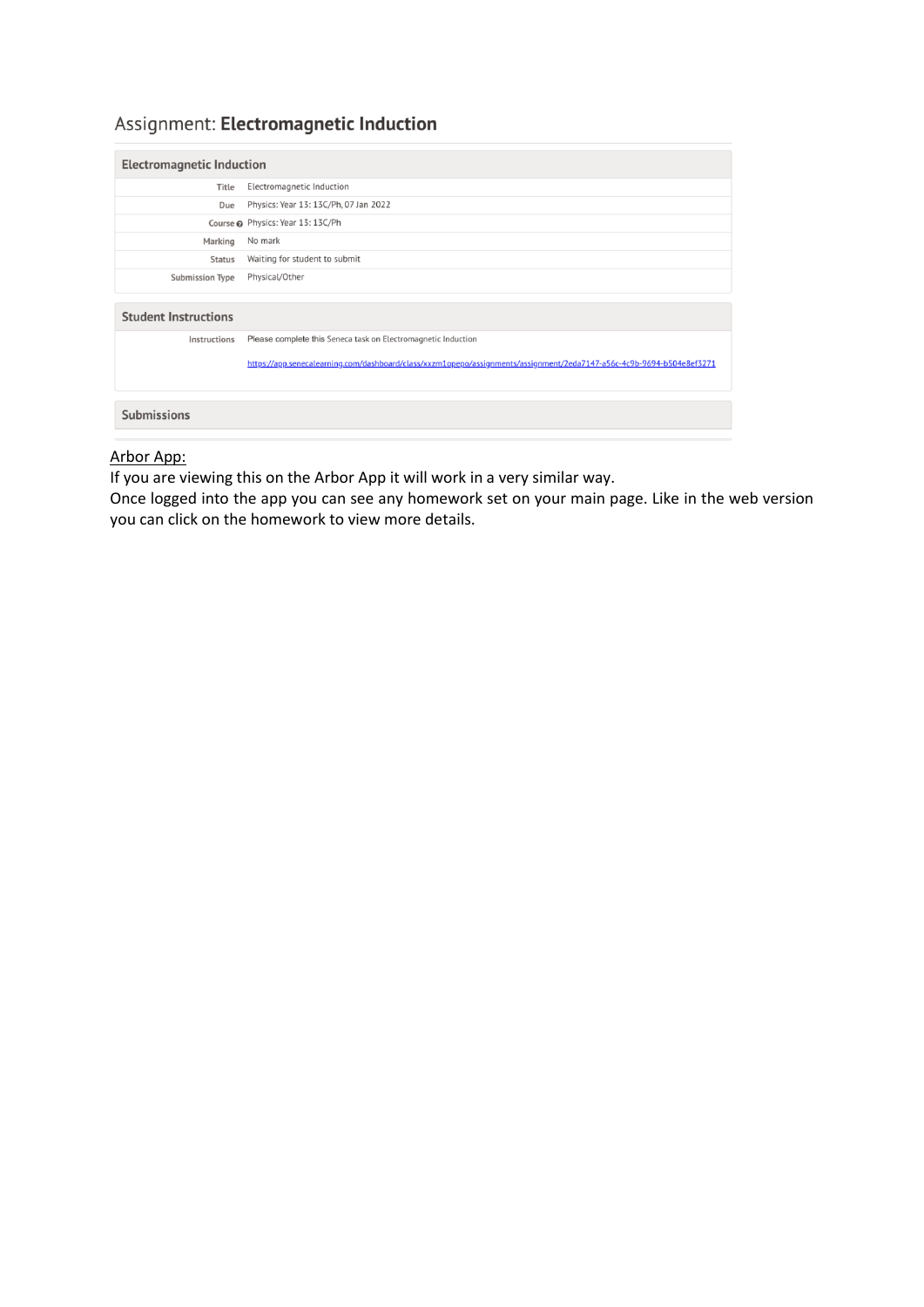# Assignment: **Electromagnetic Induction**

## Electromagnetic Induction

| | |
|---|---|
| Title | Electromagnetic Induction |
| Due | Physics: Year 13: 13C/Ph, 07 Jan 2022 |
| Course | Physics: Year 13: 13C/Ph |
| Marking | No mark |
| Status | Waiting for student to submit |
| Submission Type | Physical/Other |

## Student Instructions

| | |
|---|---|
| Instructions | Please complete this Seneca task on Electromagnetic Induction<br><br>https://app.senecalearning.com/dashboard/class/xxzm1opepo/assignments/assignment/2eda7147-a56c-4c9b-9694-b504e8ef3271 |

## Submissions

Arbor App:

If you are viewing this on the Arbor App it will work in a very similar way.

Once logged into the app you can see any homework set on your main page. Like in the web version you can click on the homework to view more details.